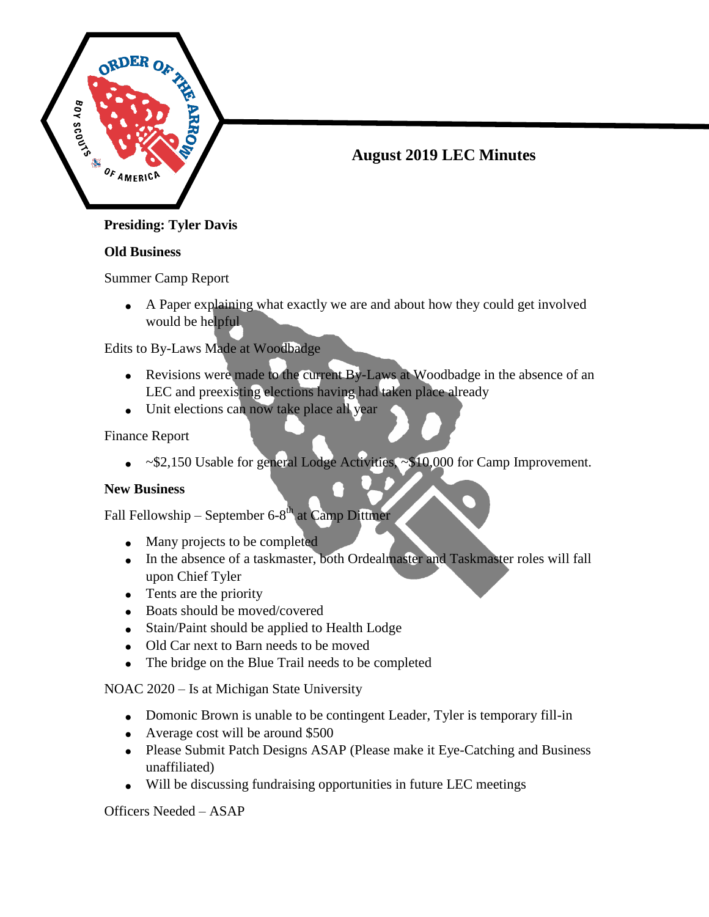# August 2019 LEC Minutes

**Presiding: Tyler Davis**

**Old Business**

Summer Camp Report

- A Paper explaining what exactly we are and about how they could get involved would be helpful

Edits to By-Laws Made at Woodbadge

- Revisions were made to the current By-Laws at Woodbadge in the absence of an LEC and preexisting elections having had taken place already
- Unit elections can now take place all year

Finance Report

- ~$2,150 Usable for general Lodge Activities, ~$10,000 for Camp Improvement.

**New Business**

Fall Fellowship – September 6-8th at Camp Dittmer

- Many projects to be completed
- In the absence of a taskmaster, both Ordealmaster and Taskmaster roles will fall upon Chief Tyler
- Tents are the priority
- Boats should be moved/covered
- Stain/Paint should be applied to Health Lodge
- Old Car next to Barn needs to be moved
- The bridge on the Blue Trail needs to be completed

NOAC 2020 – Is at Michigan State University

- Domonic Brown is unable to be contingent Leader, Tyler is temporary fill-in
- Average cost will be around $500
- Please Submit Patch Designs ASAP (Please make it Eye-Catching and Business unaffiliated)
- Will be discussing fundraising opportunities in future LEC meetings

Officers Needed – ASAP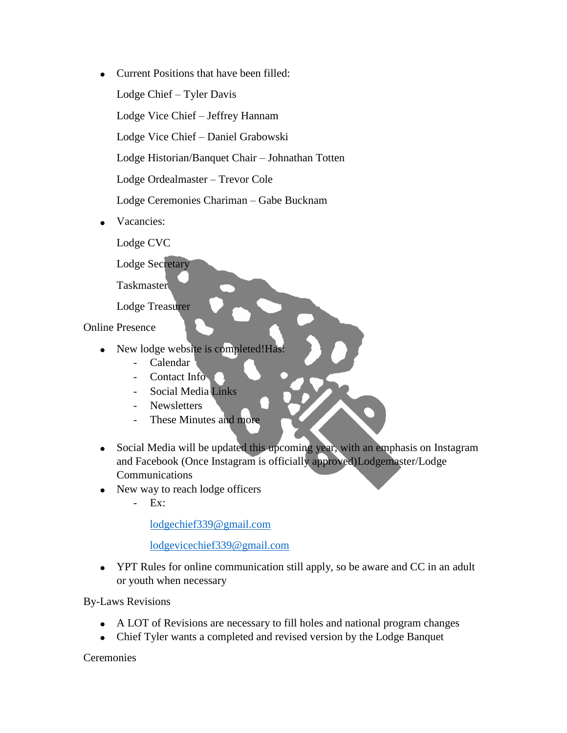- Current Positions that have been filled:

  Lodge Chief – Tyler Davis

  Lodge Vice Chief – Jeffrey Hannam

  Lodge Vice Chief – Daniel Grabowski

  Lodge Historian/Banquet Chair – Johnathan Totten

  Lodge Ordealmaster – Trevor Cole

  Lodge Ceremonies Chariman – Gabe Bucknam

- Vacancies:

  Lodge CVC

  Lodge Secretary

  Taskmaster

  Lodge Treasurer

Online Presence

- New lodge website is completed!Has:
  - Calendar
  - Contact Info
  - Social Media Links
  - Newsletters
  - These Minutes and more

- Social Media will be updated this upcoming year, with an emphasis on Instagram and Facebook (Once Instagram is officially approved)Lodgemaster/Lodge Communications
- New way to reach lodge officers
  - Ex:

    lodgechief339@gmail.com

    lodgevicechief339@gmail.com

- YPT Rules for online communication still apply, so be aware and CC in an adult or youth when necessary

By-Laws Revisions

- A LOT of Revisions are necessary to fill holes and national program changes
- Chief Tyler wants a completed and revised version by the Lodge Banquet

Ceremonies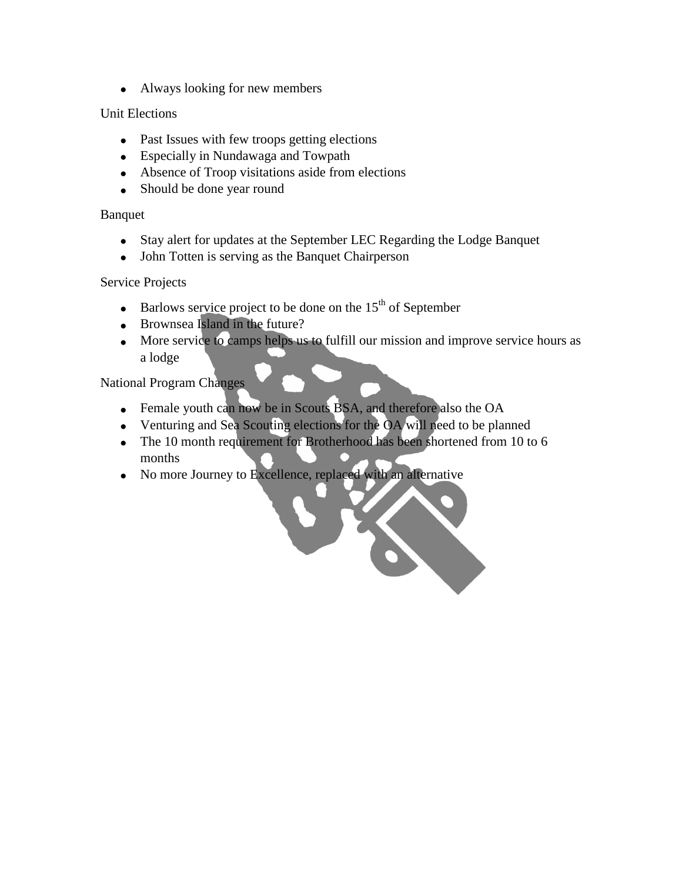- Always looking for new members

Unit Elections

- Past Issues with few troops getting elections
- Especially in Nundawaga and Towpath
- Absence of Troop visitations aside from elections
- Should be done year round

Banquet

- Stay alert for updates at the September LEC Regarding the Lodge Banquet
- John Totten is serving as the Banquet Chairperson

Service Projects

- Barlows service project to be done on the 15th of September
- Brownsea Island in the future?
- More service to camps helps us to fulfill our mission and improve service hours as a lodge

National Program Changes

- Female youth can now be in Scouts BSA, and therefore also the OA
- Venturing and Sea Scouting elections for the OA will need to be planned
- The 10 month requirement for Brotherhood has been shortened from 10 to 6 months
- No more Journey to Excellence, replaced with an alternative